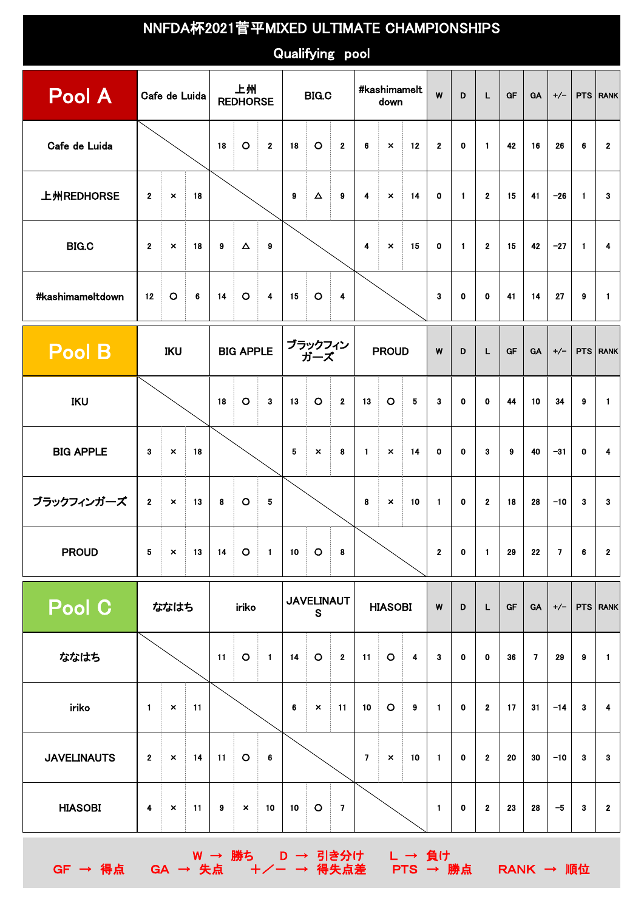# NNFDA杯2021菅平MIXED ULTIMATE CHAMPIONSHIPS

## Qualifying pool

| Pool A | Cafe de Luida | 上州REDHORSE | BIG.C | #kashimameltdown | W | D | L | GF | GA | +/− | PTS | RANK |
|---|---|---|---|---|---|---|---|---|---|---|---|---|
| Cafe de Luida | | 18 ○ 2 | 18 ○ 2 | 6 × 12 | 2 | 0 | 1 | 42 | 16 | 26 | 6 | 2 |
| 上州REDHORSE | 2 × 18 | | 9 △ 9 | 4 × 14 | 0 | 1 | 2 | 15 | 41 | −26 | 1 | 3 |
| BIG.C | 2 × 18 | 9 △ 9 | | 4 × 15 | 0 | 1 | 2 | 15 | 42 | −27 | 1 | 4 |
| #kashimameltdown | 12 ○ 6 | 14 ○ 4 | 15 ○ 4 | | 3 | 0 | 0 | 41 | 14 | 27 | 9 | 1 |

| Pool B | IKU | BIG APPLE | ブラックフィンガーズ | PROUD | W | D | L | GF | GA | +/− | PTS | RANK |
|---|---|---|---|---|---|---|---|---|---|---|---|---|
| IKU | | 18 ○ 3 | 13 ○ 2 | 13 ○ 5 | 3 | 0 | 0 | 44 | 10 | 34 | 9 | 1 |
| BIG APPLE | 3 × 18 | | 5 × 8 | 1 × 14 | 0 | 0 | 3 | 9 | 40 | −31 | 0 | 4 |
| ブラックフィンガーズ | 2 × 13 | 8 ○ 5 | | 8 × 10 | 1 | 0 | 2 | 18 | 28 | −10 | 3 | 3 |
| PROUD | 5 × 13 | 14 ○ 1 | 10 ○ 8 | | 2 | 0 | 1 | 29 | 22 | 7 | 6 | 2 |

| Pool C | ななはち | iriko | JAVELINAUTS | HIASOBI | W | D | L | GF | GA | +/− | PTS | RANK |
|---|---|---|---|---|---|---|---|---|---|---|---|---|
| ななはち | | 11 ○ 1 | 14 ○ 2 | 11 ○ 4 | 3 | 0 | 0 | 36 | 7 | 29 | 9 | 1 |
| iriko | 1 × 11 | | 6 × 11 | 10 ○ 9 | 1 | 0 | 2 | 17 | 31 | −14 | 3 | 4 |
| JAVELINAUTS | 2 × 14 | 11 ○ 6 | | 7 × 10 | 1 | 0 | 2 | 20 | 30 | −10 | 3 | 3 |
| HIASOBI | 4 × 11 | 9 × 10 | 10 ○ 7 | | 1 | 0 | 2 | 23 | 28 | −5 | 3 | 2 |

W → 勝ち　D → 引き分け　L → 負け
GF → 得点　GA → 失点　＋／− → 得失点差　PTS → 勝点　RANK → 順位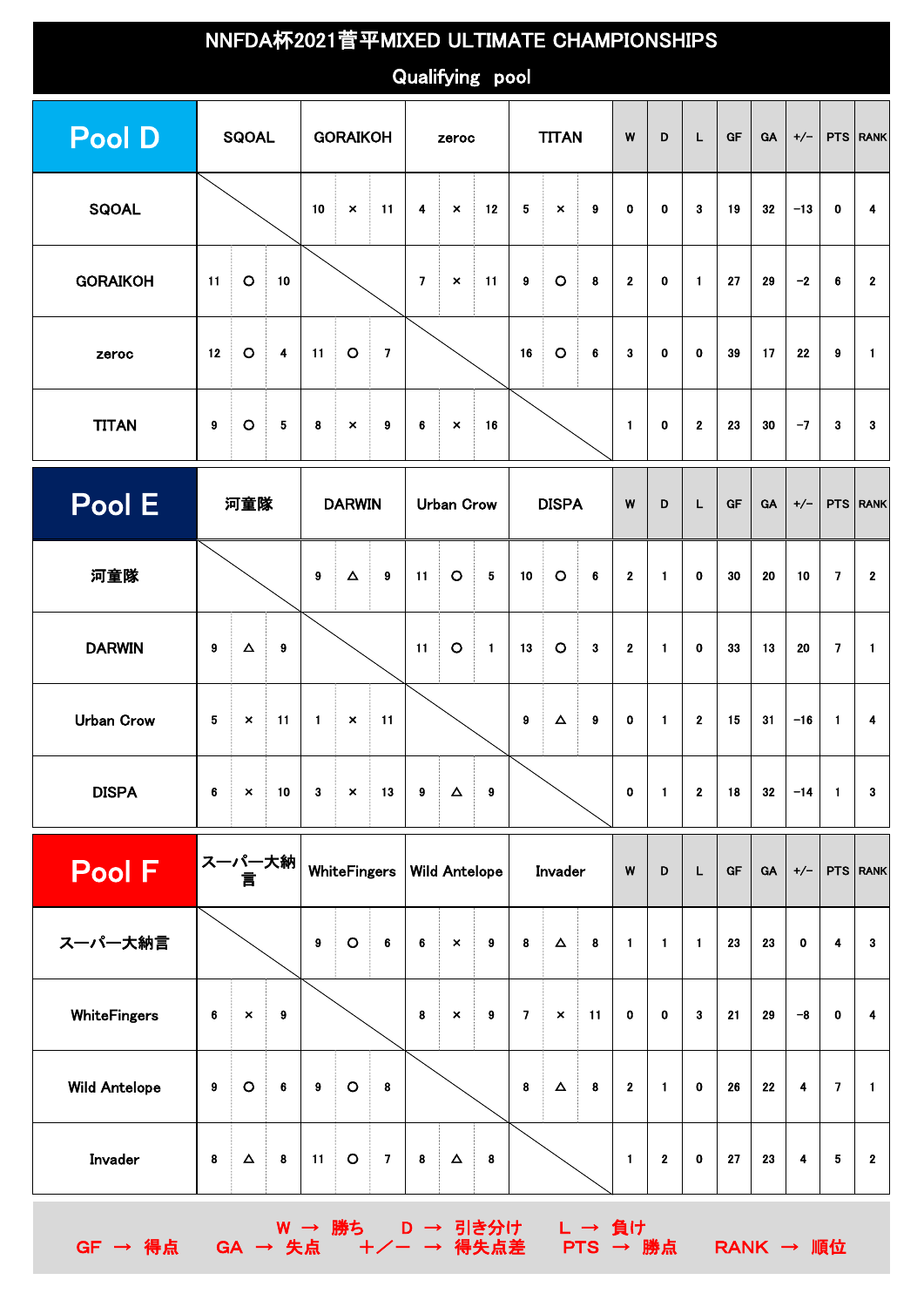# NNFDA杯2021菅平MIXED ULTIMATE CHAMPIONSHIPS

## Qualifying pool

| Pool D | SQOAL | GORAIKOH | zeroc | TITAN | W | D | L | GF | GA | +/− | PTS | RANK |
|---|---|---|---|---|---|---|---|---|---|---|---|---|
| SQOAL | | 10 × 11 | 4 × 12 | 5 × 9 | 0 | 0 | 3 | 19 | 32 | −13 | 0 | 4 |
| GORAIKOH | 11 ○ 10 | | 7 × 11 | 9 ○ 8 | 2 | 0 | 1 | 27 | 29 | −2 | 6 | 2 |
| zeroc | 12 ○ 4 | 11 ○ 7 | | 16 ○ 6 | 3 | 0 | 0 | 39 | 17 | 22 | 9 | 1 |
| TITAN | 9 ○ 5 | 8 × 9 | 6 × 16 | | 1 | 0 | 2 | 23 | 30 | −7 | 3 | 3 |

| Pool E | 河童隊 | DARWIN | Urban Crow | DISPA | W | D | L | GF | GA | +/− | PTS | RANK |
|---|---|---|---|---|---|---|---|---|---|---|---|---|
| 河童隊 | | 9 △ 9 | 11 ○ 5 | 10 ○ 6 | 2 | 1 | 0 | 30 | 20 | 10 | 7 | 2 |
| DARWIN | 9 △ 9 | | 11 ○ 1 | 13 ○ 3 | 2 | 1 | 0 | 33 | 13 | 20 | 7 | 1 |
| Urban Crow | 5 × 11 | 1 × 11 | | 9 △ 9 | 0 | 1 | 2 | 15 | 31 | −16 | 1 | 4 |
| DISPA | 6 × 10 | 3 × 13 | 9 △ 9 | | 0 | 1 | 2 | 18 | 32 | −14 | 1 | 3 |

| Pool F | スーパー大納言 | WhiteFingers | Wild Antelope | Invader | W | D | L | GF | GA | +/− | PTS | RANK |
|---|---|---|---|---|---|---|---|---|---|---|---|---|
| スーパー大納言 | | 9 ○ 6 | 6 × 9 | 8 △ 8 | 1 | 1 | 1 | 23 | 23 | 0 | 4 | 3 |
| WhiteFingers | 6 × 9 | | 8 × 9 | 7 × 11 | 0 | 0 | 3 | 21 | 29 | −8 | 0 | 4 |
| Wild Antelope | 9 ○ 6 | 9 ○ 8 | | 8 △ 8 | 2 | 1 | 0 | 26 | 22 | 4 | 7 | 1 |
| Invader | 8 △ 8 | 11 ○ 7 | 8 △ 8 | | 1 | 2 | 0 | 27 | 23 | 4 | 5 | 2 |

W → 勝ち　D → 引き分け　L → 負け
GF → 得点　GA → 失点　＋／− → 得失点差　PTS → 勝点　RANK → 順位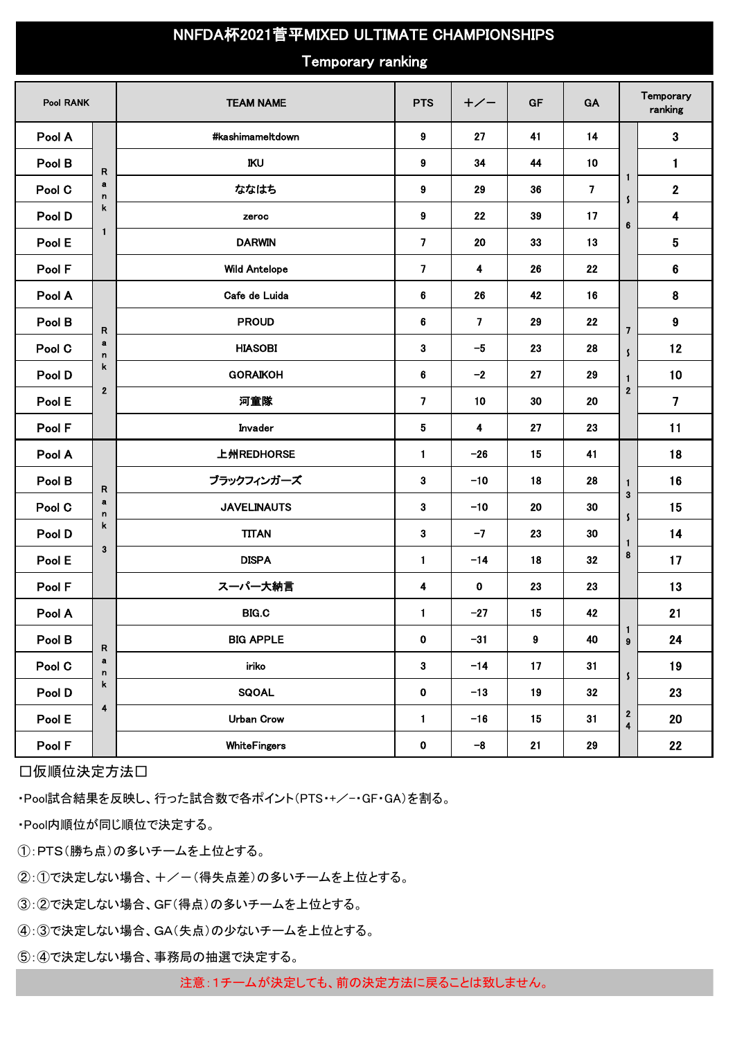# NNFDA杯2021菅平MIXED ULTIMATE CHAMPIONSHIPS

## Temporary ranking

| Pool RANK | | TEAM NAME | PTS | +／− | GF | GA | Temporary ranking | |
|---|---|---|---|---|---|---|---|---|
| Pool A | Rank 1 | #kashimameltdown | 9 | 27 | 41 | 14 | 1～6 | 3 |
| Pool B | | IKU | 9 | 34 | 44 | 10 | | 1 |
| Pool C | | ななはち | 9 | 29 | 36 | 7 | | 2 |
| Pool D | | zeroc | 9 | 22 | 39 | 17 | | 4 |
| Pool E | | DARWIN | 7 | 20 | 33 | 13 | | 5 |
| Pool F | | Wild Antelope | 7 | 4 | 26 | 22 | | 6 |
| Pool A | Rank 2 | Cafe de Luida | 6 | 26 | 42 | 16 | 7～12 | 8 |
| Pool B | | PROUD | 6 | 7 | 29 | 22 | | 9 |
| Pool C | | HIASOBI | 3 | −5 | 23 | 28 | | 12 |
| Pool D | | GORAIKOH | 6 | −2 | 27 | 29 | | 10 |
| Pool E | | 河童隊 | 7 | 10 | 30 | 20 | | 7 |
| Pool F | | Invader | 5 | 4 | 27 | 23 | | 11 |
| Pool A | Rank 3 | 上州REDHORSE | 1 | −26 | 15 | 41 | 13～18 | 18 |
| Pool B | | ブラックフィンガーズ | 3 | −10 | 18 | 28 | | 16 |
| Pool C | | JAVELINAUTS | 3 | −10 | 20 | 30 | | 15 |
| Pool D | | TITAN | 3 | −7 | 23 | 30 | | 14 |
| Pool E | | DISPA | 1 | −14 | 18 | 32 | | 17 |
| Pool F | | スーパー大納言 | 4 | 0 | 23 | 23 | | 13 |
| Pool A | Rank 4 | BIG.C | 1 | −27 | 15 | 42 | 19～24 | 21 |
| Pool B | | BIG APPLE | 0 | −31 | 9 | 40 | | 24 |
| Pool C | | iriko | 3 | −14 | 17 | 31 | | 19 |
| Pool D | | SQOAL | 0 | −13 | 19 | 32 | | 23 |
| Pool E | | Urban Crow | 1 | −16 | 15 | 31 | | 20 |
| Pool F | | WhiteFingers | 0 | −8 | 21 | 29 | | 22 |

□仮順位決定方法□

・Pool試合結果を反映し、行った試合数で各ポイント(PTS・+／−・GF・GA)を割る。

・Pool内順位が同じ順位で決定する。

①：PTS(勝ち点)の多いチームを上位とする。

②：①で決定しない場合、+／−(得失点差)の多いチームを上位とする。

③：②で決定しない場合、GF(得点)の多いチームを上位とする。

④：③で決定しない場合、GA(失点)の少ないチームを上位とする。

⑤：④で決定しない場合、事務局の抽選で決定する。

注意：1チームが決定しても、前の決定方法に戻ることは致しません。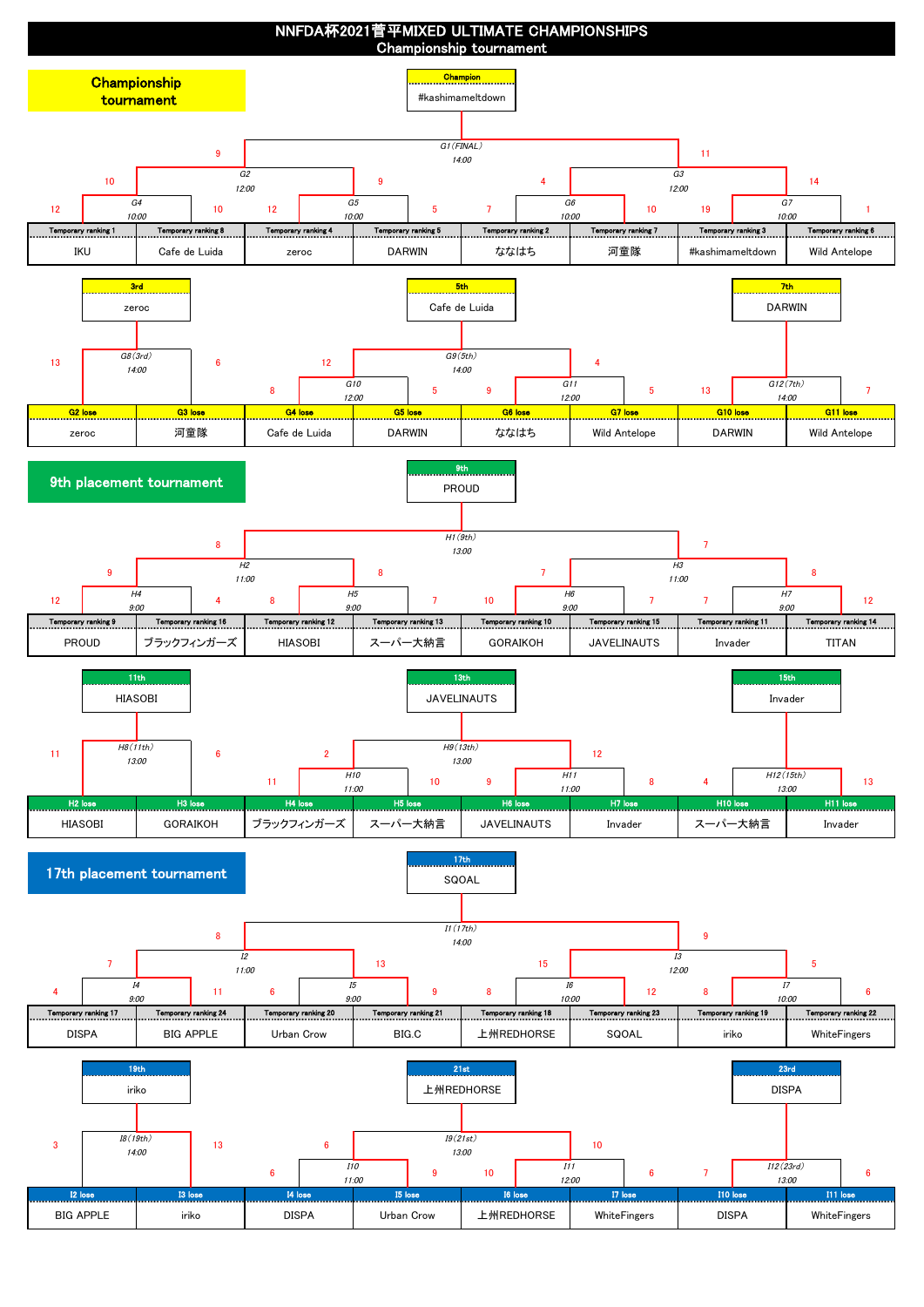# NNFDA杯2021菅平MIXED ULTIMATE CHAMPIONSHIPS
## Championship tournament

## Championship tournament

**Champion:** #kashimameltdown

| Game | Time | Team A | Score | Team B | Score |
|---|---|---|---|---|---|
| G4 | 10:00 | IKU (Temporary ranking 1) | 12 | Cafe de Luida (Temporary ranking 8) | 10 |
| G5 | 10:00 | zeroc (Temporary ranking 4) | 12 | DARWIN (Temporary ranking 5) | 5 |
| G6 | 10:00 | ななはち (Temporary ranking 2) | 7 | 河童隊 (Temporary ranking 7) | 10 |
| G7 | 10:00 | #kashimameltdown (Temporary ranking 3) | 19 | Wild Antelope (Temporary ranking 6) | 1 |
| G2 | 12:00 | G4 winner | 10 | G5 winner | 9 |
| G3 | 12:00 | G6 winner | 4 | G7 winner | 14 |
| G1 (FINAL) | 14:00 | G2 winner | 9 | G3 winner | 11 |

| Game | Time | Team A | Score | Team B | Score |
|---|---|---|---|---|---|
| G8 (3rd) | 14:00 | zeroc (G2 lose) | 13 | 河童隊 (G3 lose) | 6 |
| G10 | 12:00 | Cafe de Luida (G4 lose) | 8 | DARWIN (G5 lose) | 5 |
| G11 | 12:00 | ななはち (G6 lose) | 9 | Wild Antelope (G7 lose) | 5 |
| G9 (5th) | 14:00 | G10 winner | 12 | G11 winner | 4 |
| G12 (7th) | 14:00 | DARWIN (G10 lose) | 13 | Wild Antelope (G11 lose) | 7 |

- 3rd: zeroc
- 5th: Cafe de Luida
- 7th: DARWIN

## 9th placement tournament

**9th:** PROUD

| Game | Time | Team A | Score | Team B | Score |
|---|---|---|---|---|---|
| H4 | 9:00 | PROUD (Temporary ranking 9) | 12 | ブラックフィンガーズ (Temporary ranking 16) | 4 |
| H5 | 9:00 | HIASOBI (Temporary ranking 12) | 8 | スーパー大納言 (Temporary ranking 13) | 7 |
| H6 | 9:00 | GORAIKOH (Temporary ranking 10) | 10 | JAVELINAUTS (Temporary ranking 15) | 7 |
| H7 | 9:00 | Invader (Temporary ranking 11) | 7 | TITAN (Temporary ranking 14) | 12 |
| H2 | 11:00 | H4 winner | 9 | H5 winner | 8 |
| H3 | 11:00 | H6 winner | 7 | H7 winner | 8 |
| H1 (9th) | 13:00 | H2 winner | 8 | H3 winner | 7 |

| Game | Time | Team A | Score | Team B | Score |
|---|---|---|---|---|---|
| H8 (11th) | 13:00 | HIASOBI (H2 lose) | 11 | GORAIKOH (H3 lose) | 6 |
| H10 | 11:00 | ブラックフィンガーズ (H4 lose) | 11 | スーパー大納言 (H5 lose) | 10 |
| H11 | 11:00 | JAVELINAUTS (H6 lose) | 9 | Invader (H7 lose) | 8 |
| H9 (13th) | 13:00 | H10 winner | 2 | H11 winner | 12 |
| H12 (15th) | 13:00 | スーパー大納言 (H10 lose) | 4 | Invader (H11 lose) | 13 |

- 11th: HIASOBI
- 13th: JAVELINAUTS
- 15th: Invader

## 17th placement tournament

**17th:** SQOAL

| Game | Time | Team A | Score | Team B | Score |
|---|---|---|---|---|---|
| I4 | 9:00 | DISPA (Temporary ranking 17) | 4 | BIG APPLE (Temporary ranking 24) | 11 |
| I5 | 9:00 | Urban Crow (Temporary ranking 20) | 6 | BIG.C (Temporary ranking 21) | 9 |
| I6 | 10:00 | 上州REDHORSE (Temporary ranking 18) | 8 | SQOAL (Temporary ranking 23) | 12 |
| I7 | 10:00 | iriko (Temporary ranking 19) | 8 | WhiteFingers (Temporary ranking 22) | 6 |
| I2 | 11:00 | I4 winner | 7 | I5 winner | 13 |
| I3 | 12:00 | I6 winner | 15 | I7 winner | 5 |
| I1 (17th) | 14:00 | I2 winner | 8 | I3 winner | 9 |

| Game | Time | Team A | Score | Team B | Score |
|---|---|---|---|---|---|
| I8 (19th) | 14:00 | BIG APPLE (I2 lose) | 3 | iriko (I3 lose) | 13 |
| I10 | 11:00 | DISPA (I4 lose) | 6 | Urban Crow (I5 lose) | 9 |
| I11 | 12:00 | 上州REDHORSE (I6 lose) | 10 | WhiteFingers (I7 lose) | 6 |
| I9 (21st) | 13:00 | I10 winner | 6 | I11 winner | 10 |
| I12 (23rd) | 13:00 | DISPA (I10 lose) | 7 | WhiteFingers (I11 lose) | 6 |

- 19th: iriko
- 21st: 上州REDHORSE
- 23rd: DISPA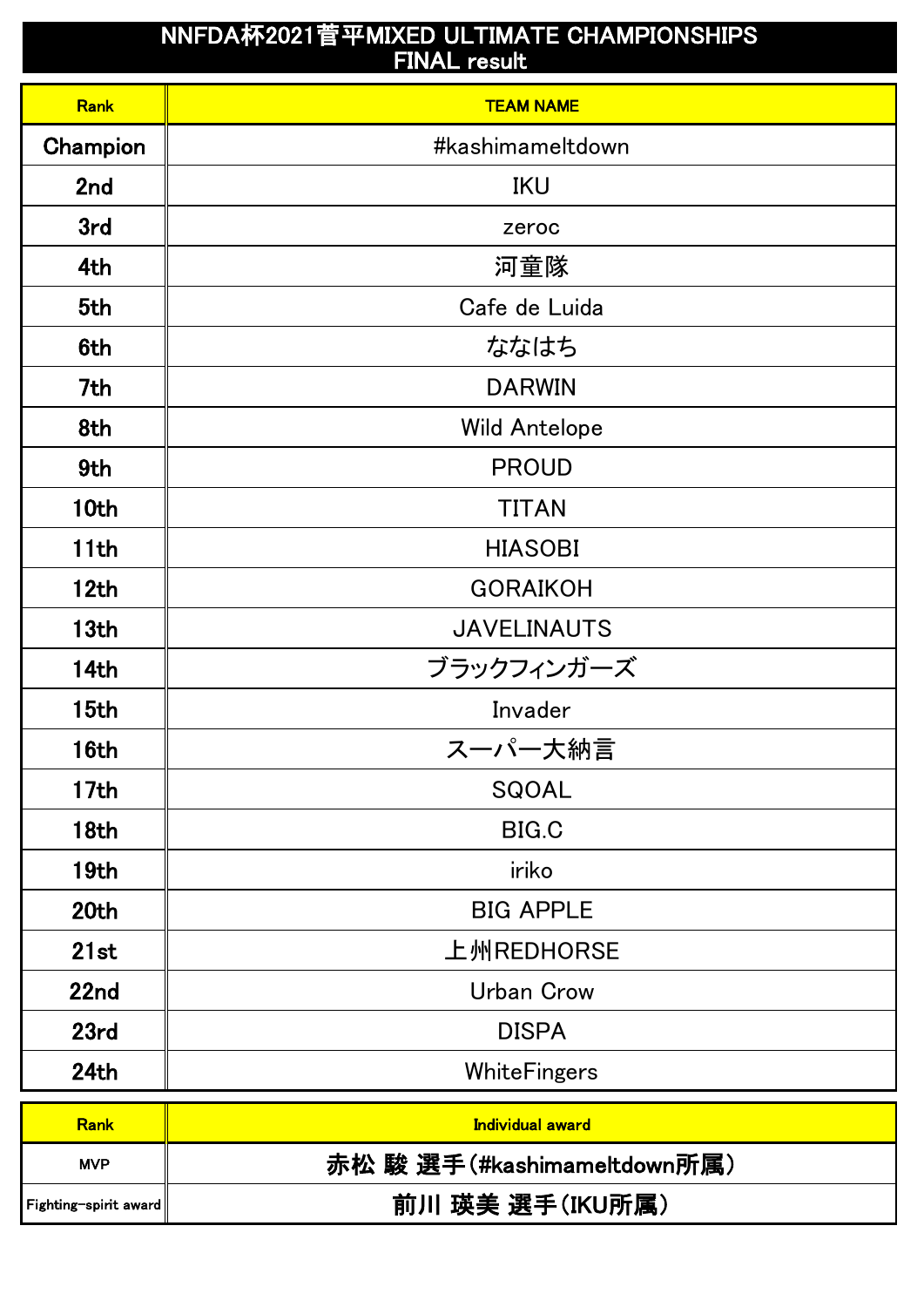# NNFDA杯2021菅平MIXED ULTIMATE CHAMPIONSHIPS
## FINAL result

| Rank | TEAM NAME |
|---|---|
| Champion | #kashimameltdown |
| 2nd | IKU |
| 3rd | zeroc |
| 4th | 河童隊 |
| 5th | Cafe de Luida |
| 6th | ななはち |
| 7th | DARWIN |
| 8th | Wild Antelope |
| 9th | PROUD |
| 10th | TITAN |
| 11th | HIASOBI |
| 12th | GORAIKOH |
| 13th | JAVELINAUTS |
| 14th | ブラックフィンガーズ |
| 15th | Invader |
| 16th | スーパー大納言 |
| 17th | SQOAL |
| 18th | BIG.C |
| 19th | iriko |
| 20th | BIG APPLE |
| 21st | 上州REDHORSE |
| 22nd | Urban Crow |
| 23rd | DISPA |
| 24th | WhiteFingers |

| Rank | Individual award |
|---|---|
| MVP | 赤松 駿 選手（#kashimameltdown所属） |
| Fighting-spirit award | 前川 瑛美 選手（IKU所属） |